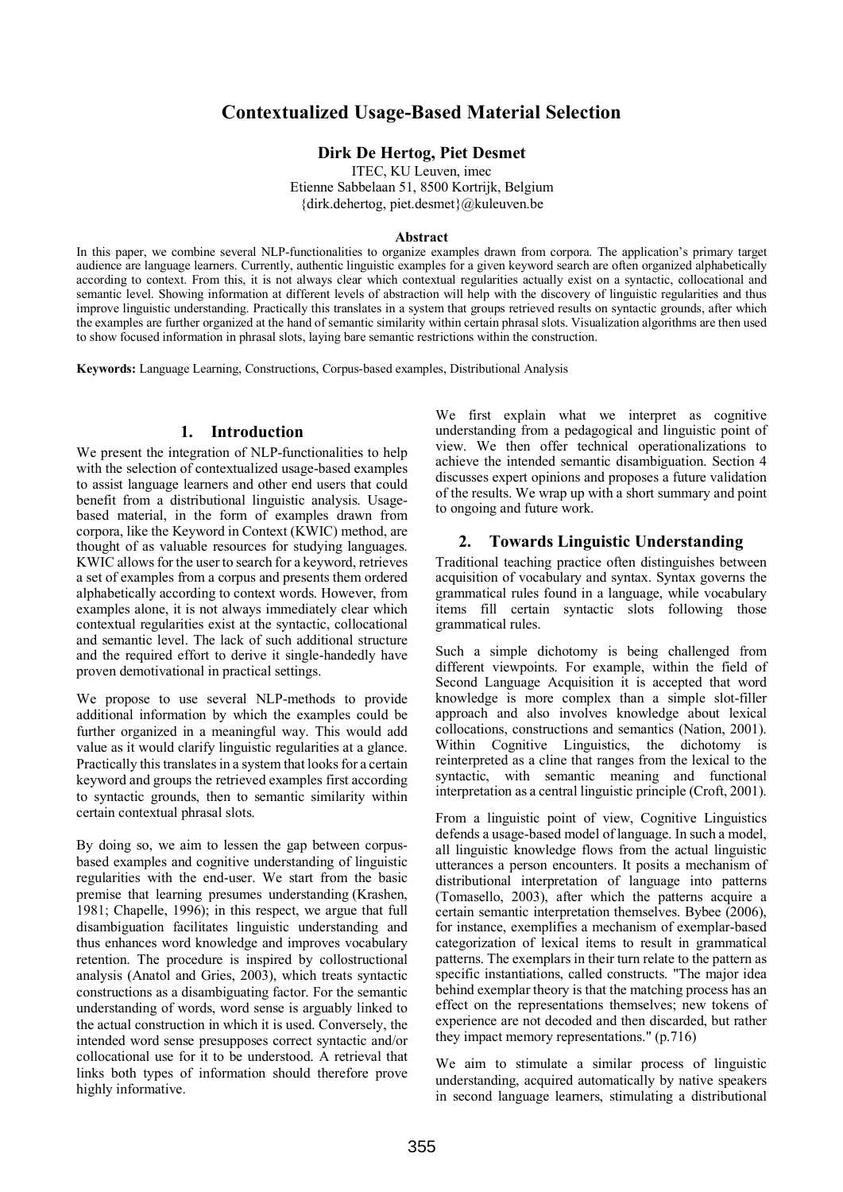# Contextualized Usage-Based Material Selection

**Dirk De Hertog, Piet Desmet**

ITEC, KU Leuven, imec
Etienne Sabbelaan 51, 8500 Kortrijk, Belgium
{dirk.dehertog, piet.desmet}@kuleuven.be

**Abstract**

In this paper, we combine several NLP-functionalities to organize examples drawn from corpora. The application's primary target audience are language learners. Currently, authentic linguistic examples for a given keyword search are often organized alphabetically according to context. From this, it is not always clear which contextual regularities actually exist on a syntactic, collocational and semantic level. Showing information at different levels of abstraction will help with the discovery of linguistic regularities and thus improve linguistic understanding. Practically this translates in a system that groups retrieved results on syntactic grounds, after which the examples are further organized at the hand of semantic similarity within certain phrasal slots. Visualization algorithms are then used to show focused information in phrasal slots, laying bare semantic restrictions within the construction.

**Keywords:** Language Learning, Constructions, Corpus-based examples, Distributional Analysis

## 1. Introduction

We present the integration of NLP-functionalities to help with the selection of contextualized usage-based examples to assist language learners and other end users that could benefit from a distributional linguistic analysis. Usage-based material, in the form of examples drawn from corpora, like the Keyword in Context (KWIC) method, are thought of as valuable resources for studying languages. KWIC allows for the user to search for a keyword, retrieves a set of examples from a corpus and presents them ordered alphabetically according to context words. However, from examples alone, it is not always immediately clear which contextual regularities exist at the syntactic, collocational and semantic level. The lack of such additional structure and the required effort to derive it single-handedly have proven demotivational in practical settings.

We propose to use several NLP-methods to provide additional information by which the examples could be further organized in a meaningful way. This would add value as it would clarify linguistic regularities at a glance. Practically this translates in a system that looks for a certain keyword and groups the retrieved examples first according to syntactic grounds, then to semantic similarity within certain contextual phrasal slots.

By doing so, we aim to lessen the gap between corpus-based examples and cognitive understanding of linguistic regularities with the end-user. We start from the basic premise that learning presumes understanding (Krashen, 1981; Chapelle, 1996); in this respect, we argue that full disambiguation facilitates linguistic understanding and thus enhances word knowledge and improves vocabulary retention. The procedure is inspired by collostructional analysis (Anatol and Gries, 2003), which treats syntactic constructions as a disambiguating factor. For the semantic understanding of words, word sense is arguably linked to the actual construction in which it is used. Conversely, the intended word sense presupposes correct syntactic and/or collocational use for it to be understood. A retrieval that links both types of information should therefore prove highly informative.

We first explain what we interpret as cognitive understanding from a pedagogical and linguistic point of view. We then offer technical operationalizations to achieve the intended semantic disambiguation. Section 4 discusses expert opinions and proposes a future validation of the results. We wrap up with a short summary and point to ongoing and future work.

## 2. Towards Linguistic Understanding

Traditional teaching practice often distinguishes between acquisition of vocabulary and syntax. Syntax governs the grammatical rules found in a language, while vocabulary items fill certain syntactic slots following those grammatical rules.

Such a simple dichotomy is being challenged from different viewpoints. For example, within the field of Second Language Acquisition it is accepted that word knowledge is more complex than a simple slot-filler approach and also involves knowledge about lexical collocations, constructions and semantics (Nation, 2001). Within Cognitive Linguistics, the dichotomy is reinterpreted as a cline that ranges from the lexical to the syntactic, with semantic meaning and functional interpretation as a central linguistic principle (Croft, 2001).

From a linguistic point of view, Cognitive Linguistics defends a usage-based model of language. In such a model, all linguistic knowledge flows from the actual linguistic utterances a person encounters. It posits a mechanism of distributional interpretation of language into patterns (Tomasello, 2003), after which the patterns acquire a certain semantic interpretation themselves. Bybee (2006), for instance, exemplifies a mechanism of exemplar-based categorization of lexical items to result in grammatical patterns. The exemplars in their turn relate to the pattern as specific instantiations, called constructs. "The major idea behind exemplar theory is that the matching process has an effect on the representations themselves; new tokens of experience are not decoded and then discarded, but rather they impact memory representations." (p.716)

We aim to stimulate a similar process of linguistic understanding, acquired automatically by native speakers in second language learners, stimulating a distributional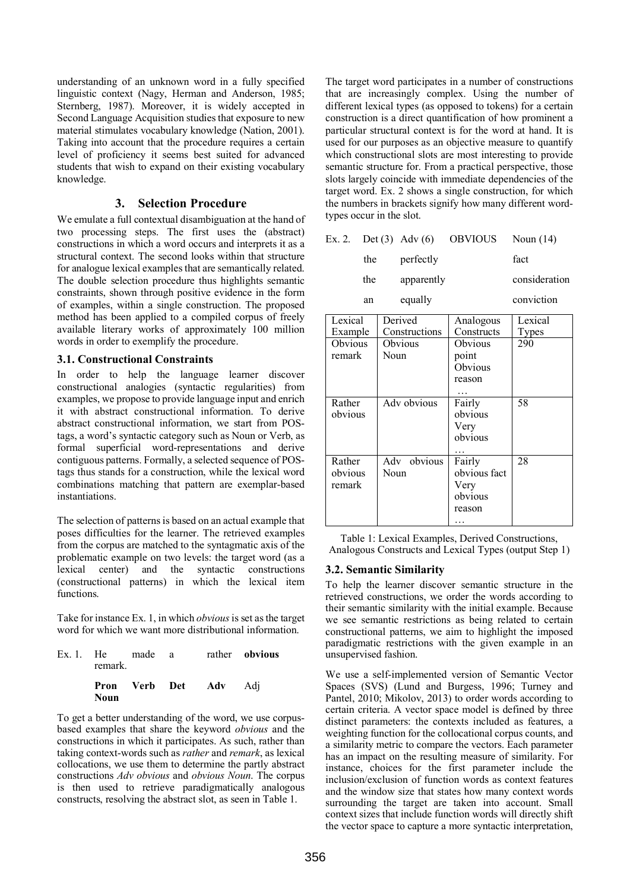understanding of an unknown word in a fully specified linguistic context (Nagy, Herman and Anderson, 1985; Sternberg, 1987). Moreover, it is widely accepted in Second Language Acquisition studies that exposure to new material stimulates vocabulary knowledge (Nation, 2001). Taking into account that the procedure requires a certain level of proficiency it seems best suited for advanced students that wish to expand on their existing vocabulary knowledge.

## 3. Selection Procedure

We emulate a full contextual disambiguation at the hand of two processing steps. The first uses the (abstract) constructions in which a word occurs and interprets it as a structural context. The second looks within that structure for analogue lexical examples that are semantically related. The double selection procedure thus highlights semantic constraints, shown through positive evidence in the form of examples, within a single construction. The proposed method has been applied to a compiled corpus of freely available literary works of approximately 100 million words in order to exemplify the procedure.

### 3.1. Constructional Constraints

In order to help the language learner discover constructional analogies (syntactic regularities) from examples, we propose to provide language input and enrich it with abstract constructional information. To derive abstract constructional information, we start from POS-tags, a word's syntactic category such as Noun or Verb, as formal superficial word-representations and derive contiguous patterns. Formally, a selected sequence of POS-tags thus stands for a construction, while the lexical word combinations matching that pattern are exemplar-based instantiations.

The selection of patterns is based on an actual example that poses difficulties for the learner. The retrieved examples from the corpus are matched to the syntagmatic axis of the problematic example on two levels: the target word (as a lexical center) and the syntactic constructions (constructional patterns) in which the lexical item functions.

Take for instance Ex. 1, in which *obvious* is set as the target word for which we want more distributional information.

Ex. 1. He made a rather **obvious** remark.

**Pron Verb Det Adv** Adj **Noun**

To get a better understanding of the word, we use corpus-based examples that share the keyword *obvious* and the constructions in which it participates. As such, rather than taking context-words such as *rather* and *remark*, as lexical collocations, we use them to determine the partly abstract constructions *Adv obvious* and *obvious Noun*. The corpus is then used to retrieve paradigmatically analogous constructs, resolving the abstract slot, as seen in Table 1.

The target word participates in a number of constructions that are increasingly complex. Using the number of different lexical types (as opposed to tokens) for a certain construction is a direct quantification of how prominent a particular structural context is for the word at hand. It is used for our purposes as an objective measure to quantify which constructional slots are most interesting to provide semantic structure for. From a practical perspective, those slots largely coincide with immediate dependencies of the target word. Ex. 2 shows a single construction, for which the numbers in brackets signify how many different word-types occur in the slot.

Ex. 2. Det (3) Adv (6) OBVIOUS Noun (14)

| Det (3) | Adv (6) | OBVIOUS | Noun (14) |
|---|---|---|---|
| the | perfectly | | fact |
| the | apparently | | consideration |
| an | equally | | conviction |

| Lexical Example | Derived Constructions | Analogous Constructs | Lexical Types |
|---|---|---|---|
| Obvious remark | Obvious Noun | Obvious point Obvious reason … | 290 |
| Rather obvious | Adv obvious | Fairly obvious Very obvious … | 58 |
| Rather obvious remark | Adv obvious Noun | Fairly obvious fact Very obvious reason … | 28 |

Table 1: Lexical Examples, Derived Constructions, Analogous Constructs and Lexical Types (output Step 1)

### 3.2. Semantic Similarity

To help the learner discover semantic structure in the retrieved constructions, we order the words according to their semantic similarity with the initial example. Because we see semantic restrictions as being related to certain constructional patterns, we aim to highlight the imposed paradigmatic restrictions with the given example in an unsupervised fashion.

We use a self-implemented version of Semantic Vector Spaces (SVS) (Lund and Burgess, 1996; Turney and Pantel, 2010; Mikolov, 2013) to order words according to certain criteria. A vector space model is defined by three distinct parameters: the contexts included as features, a weighting function for the collocational corpus counts, and a similarity metric to compare the vectors. Each parameter has an impact on the resulting measure of similarity. For instance, choices for the first parameter include the inclusion/exclusion of function words as context features and the window size that states how many context words surrounding the target are taken into account. Small context sizes that include function words will directly shift the vector space to capture a more syntactic interpretation,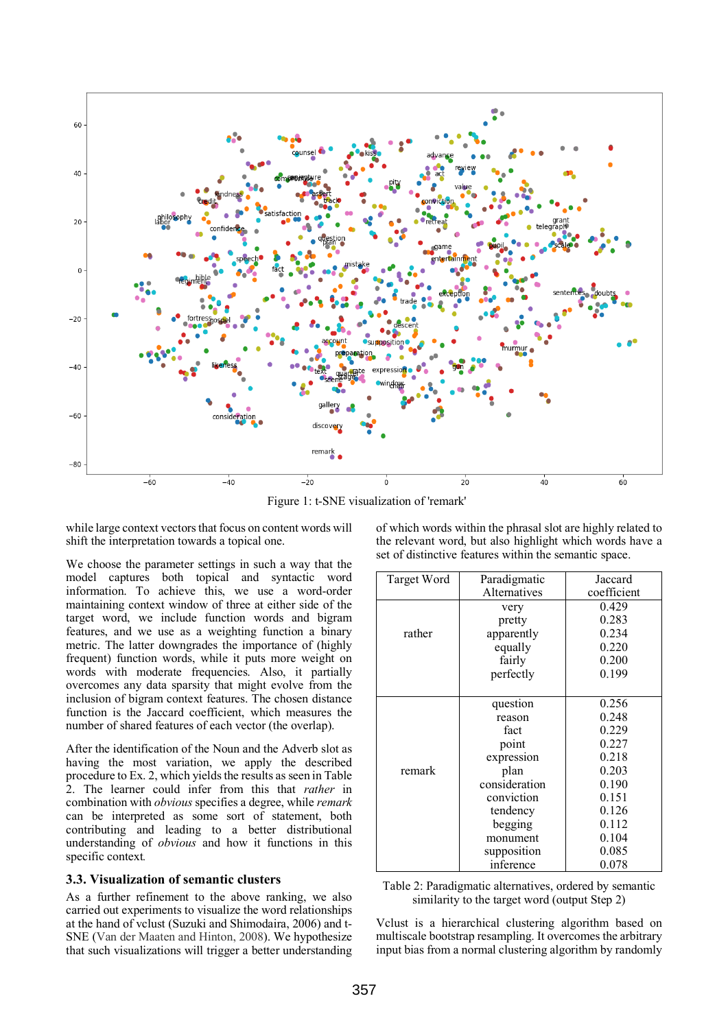Figure 1: t-SNE visualization of 'remark'

while large context vectors that focus on content words will shift the interpretation towards a topical one.

We choose the parameter settings in such a way that the model captures both topical and syntactic word information. To achieve this, we use a word-order maintaining context window of three at either side of the target word, we include function words and bigram features, and we use as a weighting function a binary metric. The latter downgrades the importance of (highly frequent) function words, while it puts more weight on words with moderate frequencies. Also, it partially overcomes any data sparsity that might evolve from the inclusion of bigram context features. The chosen distance function is the Jaccard coefficient, which measures the number of shared features of each vector (the overlap).

After the identification of the Noun and the Adverb slot as having the most variation, we apply the described procedure to Ex. 2, which yields the results as seen in Table 2. The learner could infer from this that *rather* in combination with *obvious* specifies a degree, while *remark* can be interpreted as some sort of statement, both contributing and leading to a better distributional understanding of *obvious* and how it functions in this specific context.

### 3.3. Visualization of semantic clusters

As a further refinement to the above ranking, we also carried out experiments to visualize the word relationships at the hand of vclust (Suzuki and Shimodaira, 2006) and t-SNE (Van der Maaten and Hinton, 2008). We hypothesize that such visualizations will trigger a better understanding of which words within the phrasal slot are highly related to the relevant word, but also highlight which words have a set of distinctive features within the semantic space.

| Target Word | Paradigmatic Alternatives | Jaccard coefficient |
|---|---|---|
| rather | very | 0.429 |
| | pretty | 0.283 |
| | apparently | 0.234 |
| | equally | 0.220 |
| | fairly | 0.200 |
| | perfectly | 0.199 |
| remark | question | 0.256 |
| | reason | 0.248 |
| | fact | 0.229 |
| | point | 0.227 |
| | expression | 0.218 |
| | plan | 0.203 |
| | consideration | 0.190 |
| | conviction | 0.151 |
| | tendency | 0.126 |
| | begging | 0.112 |
| | monument | 0.104 |
| | supposition | 0.085 |
| | inference | 0.078 |

Table 2: Paradigmatic alternatives, ordered by semantic similarity to the target word (output Step 2)

Vclust is a hierarchical clustering algorithm based on multiscale bootstrap resampling. It overcomes the arbitrary input bias from a normal clustering algorithm by randomly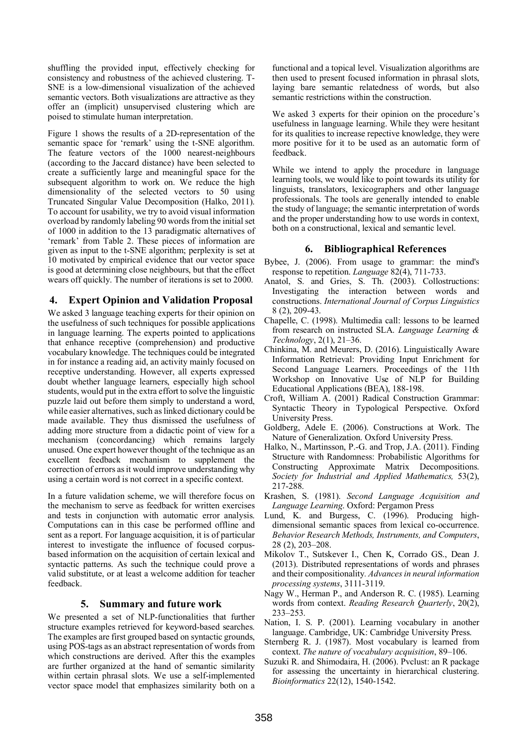shuffling the provided input, effectively checking for consistency and robustness of the achieved clustering. T-SNE is a low-dimensional visualization of the achieved semantic vectors. Both visualizations are attractive as they offer an (implicit) unsupervised clustering which are poised to stimulate human interpretation.

Figure 1 shows the results of a 2D-representation of the semantic space for 'remark' using the t-SNE algorithm. The feature vectors of the 1000 nearest-neighbours (according to the Jaccard distance) have been selected to create a sufficiently large and meaningful space for the subsequent algorithm to work on. We reduce the high dimensionality of the selected vectors to 50 using Truncated Singular Value Decomposition (Halko, 2011). To account for usability, we try to avoid visual information overload by randomly labeling 90 words from the initial set of 1000 in addition to the 13 paradigmatic alternatives of 'remark' from Table 2. These pieces of information are given as input to the t-SNE algorithm; perplexity is set at 10 motivated by empirical evidence that our vector space is good at determining close neighbours, but that the effect wears off quickly. The number of iterations is set to 2000.

## 4. Expert Opinion and Validation Proposal

We asked 3 language teaching experts for their opinion on the usefulness of such techniques for possible applications in language learning. The experts pointed to applications that enhance receptive (comprehension) and productive vocabulary knowledge. The techniques could be integrated in for instance a reading aid, an activity mainly focused on receptive understanding. However, all experts expressed doubt whether language learners, especially high school students, would put in the extra effort to solve the linguistic puzzle laid out before them simply to understand a word, while easier alternatives, such as linked dictionary could be made available. They thus dismissed the usefulness of adding more structure from a didactic point of view for a mechanism (concordancing) which remains largely unused. One expert however thought of the technique as an excellent feedback mechanism to supplement the correction of errors as it would improve understanding why using a certain word is not correct in a specific context.

In a future validation scheme, we will therefore focus on the mechanism to serve as feedback for written exercises and tests in conjunction with automatic error analysis. Computations can in this case be performed offline and sent as a report. For language acquisition, it is of particular interest to investigate the influence of focused corpus-based information on the acquisition of certain lexical and syntactic patterns. As such the technique could prove a valid substitute, or at least a welcome addition for teacher feedback.

## 5. Summary and future work

We presented a set of NLP-functionalities that further structure examples retrieved for keyword-based searches. The examples are first grouped based on syntactic grounds, using POS-tags as an abstract representation of words from which constructions are derived. After this the examples are further organized at the hand of semantic similarity within certain phrasal slots. We use a self-implemented vector space model that emphasizes similarity both on a functional and a topical level. Visualization algorithms are then used to present focused information in phrasal slots, laying bare semantic relatedness of words, but also semantic restrictions within the construction.

We asked 3 experts for their opinion on the procedure's usefulness in language learning. While they were hesitant for its qualities to increase repective knowledge, they were more positive for it to be used as an automatic form of feedback.

While we intend to apply the procedure in language learning tools, we would like to point towards its utility for linguists, translators, lexicographers and other language professionals. The tools are generally intended to enable the study of language; the semantic interpretation of words and the proper understanding how to use words in context, both on a constructional, lexical and semantic level.

## 6. Bibliographical References

Bybee, J. (2006). From usage to grammar: the mind's response to repetition. *Language* 82(4), 711-733.

Anatol, S. and Gries, S. Th. (2003). Collostructions: Investigating the interaction between words and constructions. *International Journal of Corpus Linguistics* 8 (2), 209-43.

Chapelle, C. (1998). Multimedia call: lessons to be learned from research on instructed SLA. *Language Learning & Technology*, 2(1), 21–36.

Chinkina, M. and Meurers, D. (2016). Linguistically Aware Information Retrieval: Providing Input Enrichment for Second Language Learners. Proceedings of the 11th Workshop on Innovative Use of NLP for Building Educational Applications (BEA), 188-198.

Croft, William A. (2001) Radical Construction Grammar: Syntactic Theory in Typological Perspective. Oxford University Press.

Goldberg, Adele E. (2006). Constructions at Work. The Nature of Generalization. Oxford University Press.

Halko, N., Martinsson, P.-G. and Trop, J.A. (2011). Finding Structure with Randomness: Probabilistic Algorithms for Constructing Approximate Matrix Decompositions. *Society for Industrial and Applied Mathematics,* 53(2), 217-288.

Krashen, S. (1981). *Second Language Acquisition and Language Learning*. Oxford: Pergamon Press

Lund, K. and Burgess, C. (1996). Producing high-dimensional semantic spaces from lexical co-occurrence. *Behavior Research Methods, Instruments, and Computers*, 28 (2), 203–208.

Mikolov T., Sutskever I., Chen K, Corrado GS., Dean J. (2013). Distributed representations of words and phrases and their compositionality. *Advances in neural information processing systems*, 3111-3119.

Nagy W., Herman P., and Anderson R. C. (1985). Learning words from context. *Reading Research Quarterly*, 20(2), 233–253.

Nation, I. S. P. (2001). Learning vocabulary in another language. Cambridge, UK: Cambridge University Press.

Sternberg R. J. (1987). Most vocabulary is learned from context. *The nature of vocabulary acquisition*, 89–106.

Suzuki R. and Shimodaira, H. (2006). Pvclust: an R package for assessing the uncertainty in hierarchical clustering. *Bioinformatics* 22(12), 1540-1542.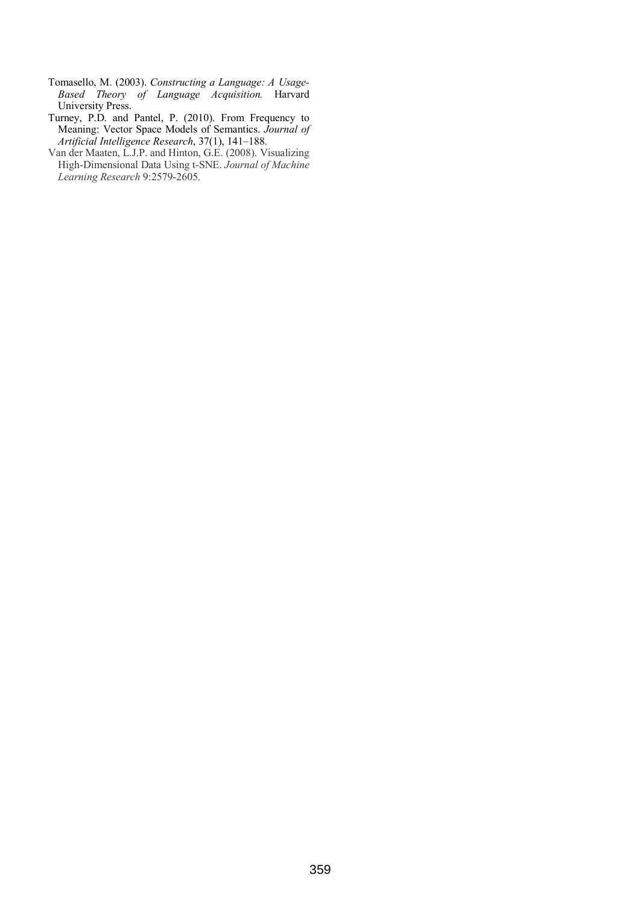Tomasello, M. (2003). *Constructing a Language: A Usage-Based Theory of Language Acquisition.* Harvard University Press.

Turney, P.D. and Pantel, P. (2010). From Frequency to Meaning: Vector Space Models of Semantics. *Journal of Artificial Intelligence Research*, 37(1), 141–188.

Van der Maaten, L.J.P. and Hinton, G.E. (2008). Visualizing High-Dimensional Data Using t-SNE. *Journal of Machine Learning Research* 9:2579-2605.